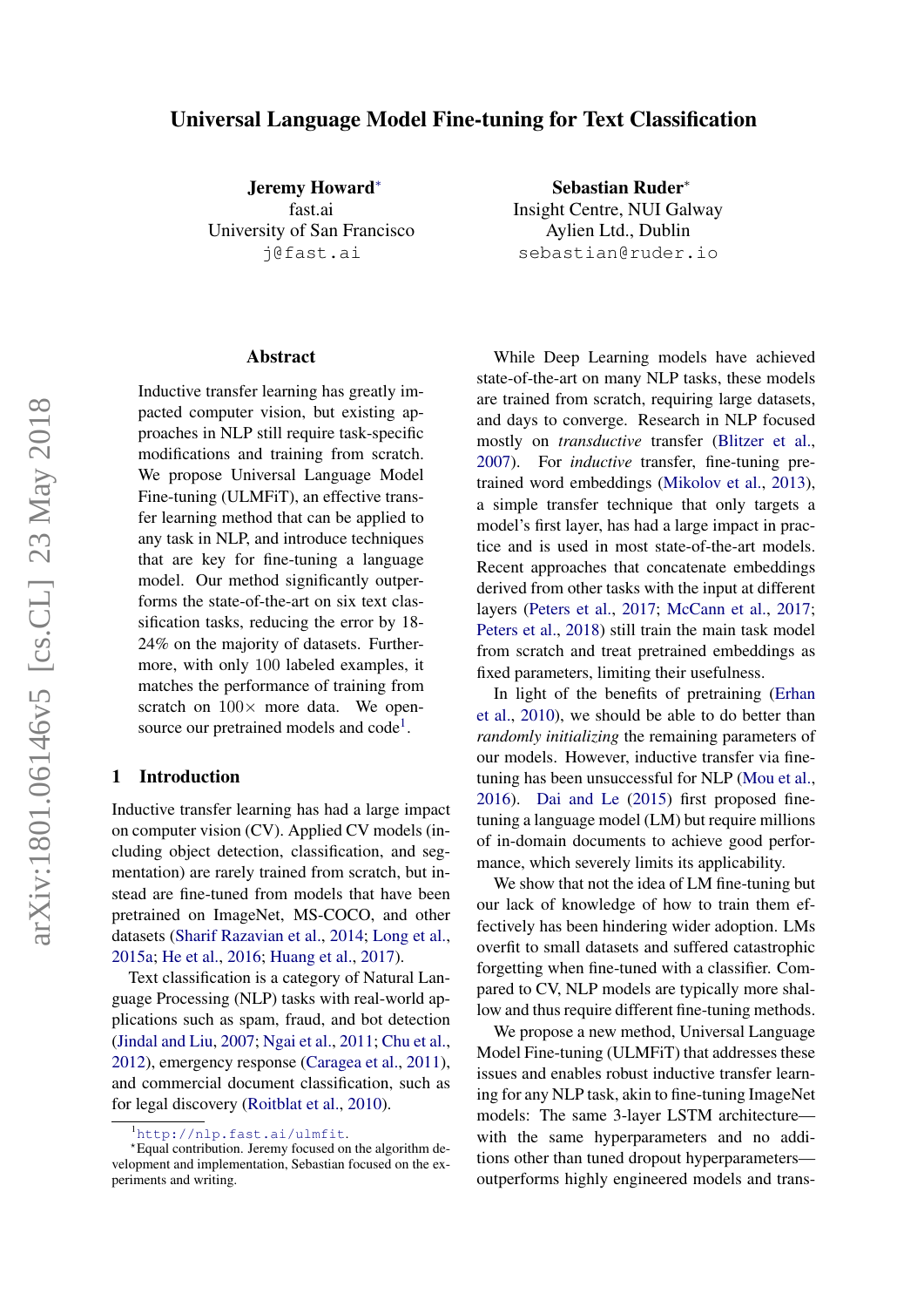# Universal Language Model Fine-tuning for Text Classification

**Jeremy Howard***
fast.ai
University of San Francisco
j@fast.ai

**Sebastian Ruder***
Insight Centre, NUI Galway
Aylien Ltd., Dublin
sebastian@ruder.io

## Abstract

Inductive transfer learning has greatly impacted computer vision, but existing approaches in NLP still require task-specific modifications and training from scratch. We propose Universal Language Model Fine-tuning (ULMFiT), an effective transfer learning method that can be applied to any task in NLP, and introduce techniques that are key for fine-tuning a language model. Our method significantly outperforms the state-of-the-art on six text classification tasks, reducing the error by 18-24% on the majority of datasets. Furthermore, with only 100 labeled examples, it matches the performance of training from scratch on $100\times$ more data. We open-source our pretrained models and code[1].

## 1 Introduction

Inductive transfer learning has had a large impact on computer vision (CV). Applied CV models (including object detection, classification, and segmentation) are rarely trained from scratch, but instead are fine-tuned from models that have been pretrained on ImageNet, MS-COCO, and other datasets (Sharif Razavian et al., 2014; Long et al., 2015a; He et al., 2016; Huang et al., 2017).

Text classification is a category of Natural Language Processing (NLP) tasks with real-world applications such as spam, fraud, and bot detection (Jindal and Liu, 2007; Ngai et al., 2011; Chu et al., 2012), emergency response (Caragea et al., 2011), and commercial document classification, such as for legal discovery (Roitblat et al., 2010).

While Deep Learning models have achieved state-of-the-art on many NLP tasks, these models are trained from scratch, requiring large datasets, and days to converge. Research in NLP focused mostly on *transductive* transfer (Blitzer et al., 2007). For *inductive* transfer, fine-tuning pretrained word embeddings (Mikolov et al., 2013), a simple transfer technique that only targets a model's first layer, has had a large impact in practice and is used in most state-of-the-art models. Recent approaches that concatenate embeddings derived from other tasks with the input at different layers (Peters et al., 2017; McCann et al., 2017; Peters et al., 2018) still train the main task model from scratch and treat pretrained embeddings as fixed parameters, limiting their usefulness.

In light of the benefits of pretraining (Erhan et al., 2010), we should be able to do better than *randomly initializing* the remaining parameters of our models. However, inductive transfer via fine-tuning has been unsuccessful for NLP (Mou et al., 2016). Dai and Le (2015) first proposed fine-tuning a language model (LM) but require millions of in-domain documents to achieve good performance, which severely limits its applicability.

We show that not the idea of LM fine-tuning but our lack of knowledge of how to train them effectively has been hindering wider adoption. LMs overfit to small datasets and suffered catastrophic forgetting when fine-tuned with a classifier. Compared to CV, NLP models are typically more shallow and thus require different fine-tuning methods.

We propose a new method, Universal Language Model Fine-tuning (ULMFiT) that addresses these issues and enables robust inductive transfer learning for any NLP task, akin to fine-tuning ImageNet models: The same 3-layer LSTM architecture—with the same hyperparameters and no additions other than tuned dropout hyperparameters—outperforms highly engineered models and trans-

[1] http://nlp.fast.ai/ulmfit.

*Equal contribution. Jeremy focused on the algorithm development and implementation, Sebastian focused on the experiments and writing.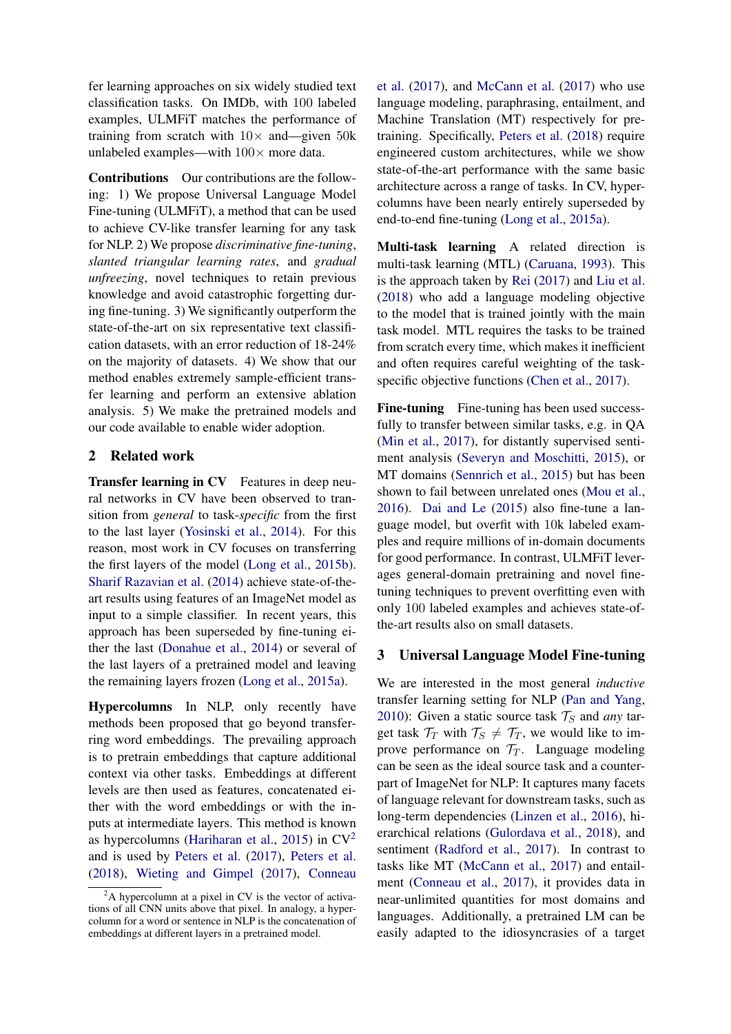fer learning approaches on six widely studied text classification tasks. On IMDb, with 100 labeled examples, ULMFiT matches the performance of training from scratch with $10\times$ and—given 50k unlabeled examples—with $100\times$ more data.

**Contributions** Our contributions are the following: 1) We propose Universal Language Model Fine-tuning (ULMFiT), a method that can be used to achieve CV-like transfer learning for any task for NLP. 2) We propose *discriminative fine-tuning*, *slanted triangular learning rates*, and *gradual unfreezing*, novel techniques to retain previous knowledge and avoid catastrophic forgetting during fine-tuning. 3) We significantly outperform the state-of-the-art on six representative text classification datasets, with an error reduction of 18-24% on the majority of datasets. 4) We show that our method enables extremely sample-efficient transfer learning and perform an extensive ablation analysis. 5) We make the pretrained models and our code available to enable wider adoption.

## 2 Related work

**Transfer learning in CV** Features in deep neural networks in CV have been observed to transition from *general* to task-*specific* from the first to the last layer (Yosinski et al., 2014). For this reason, most work in CV focuses on transferring the first layers of the model (Long et al., 2015b). Sharif Razavian et al. (2014) achieve state-of-the-art results using features of an ImageNet model as input to a simple classifier. In recent years, this approach has been superseded by fine-tuning either the last (Donahue et al., 2014) or several of the last layers of a pretrained model and leaving the remaining layers frozen (Long et al., 2015a).

**Hypercolumns** In NLP, only recently have methods been proposed that go beyond transferring word embeddings. The prevailing approach is to pretrain embeddings that capture additional context via other tasks. Embeddings at different levels are then used as features, concatenated either with the word embeddings or with the inputs at intermediate layers. This method is known as hypercolumns (Hariharan et al., 2015) in CV[2] and is used by Peters et al. (2017), Peters et al. (2018), Wieting and Gimpel (2017), Conneau et al. (2017), and McCann et al. (2017) who use language modeling, paraphrasing, entailment, and Machine Translation (MT) respectively for pretraining. Specifically, Peters et al. (2018) require engineered custom architectures, while we show state-of-the-art performance with the same basic architecture across a range of tasks. In CV, hypercolumns have been nearly entirely superseded by end-to-end fine-tuning (Long et al., 2015a).

[2] A hypercolumn at a pixel in CV is the vector of activations of all CNN units above that pixel. In analogy, a hypercolumn for a word or sentence in NLP is the concatenation of embeddings at different layers in a pretrained model.

**Multi-task learning** A related direction is multi-task learning (MTL) (Caruana, 1993). This is the approach taken by Rei (2017) and Liu et al. (2018) who add a language modeling objective to the model that is trained jointly with the main task model. MTL requires the tasks to be trained from scratch every time, which makes it inefficient and often requires careful weighting of the task-specific objective functions (Chen et al., 2017).

**Fine-tuning** Fine-tuning has been used successfully to transfer between similar tasks, e.g. in QA (Min et al., 2017), for distantly supervised sentiment analysis (Severyn and Moschitti, 2015), or MT domains (Sennrich et al., 2015) but has been shown to fail between unrelated ones (Mou et al., 2016). Dai and Le (2015) also fine-tune a language model, but overfit with 10k labeled examples and require millions of in-domain documents for good performance. In contrast, ULMFiT leverages general-domain pretraining and novel fine-tuning techniques to prevent overfitting even with only 100 labeled examples and achieves state-of-the-art results also on small datasets.

## 3 Universal Language Model Fine-tuning

We are interested in the most general *inductive* transfer learning setting for NLP (Pan and Yang, 2010): Given a static source task $\mathcal{T}_S$ and *any* target task $\mathcal{T}_T$ with $\mathcal{T}_S \neq \mathcal{T}_T$, we would like to improve performance on $\mathcal{T}_T$. Language modeling can be seen as the ideal source task and a counterpart of ImageNet for NLP: It captures many facets of language relevant for downstream tasks, such as long-term dependencies (Linzen et al., 2016), hierarchical relations (Gulordava et al., 2018), and sentiment (Radford et al., 2017). In contrast to tasks like MT (McCann et al., 2017) and entailment (Conneau et al., 2017), it provides data in near-unlimited quantities for most domains and languages. Additionally, a pretrained LM can be easily adapted to the idiosyncrasies of a target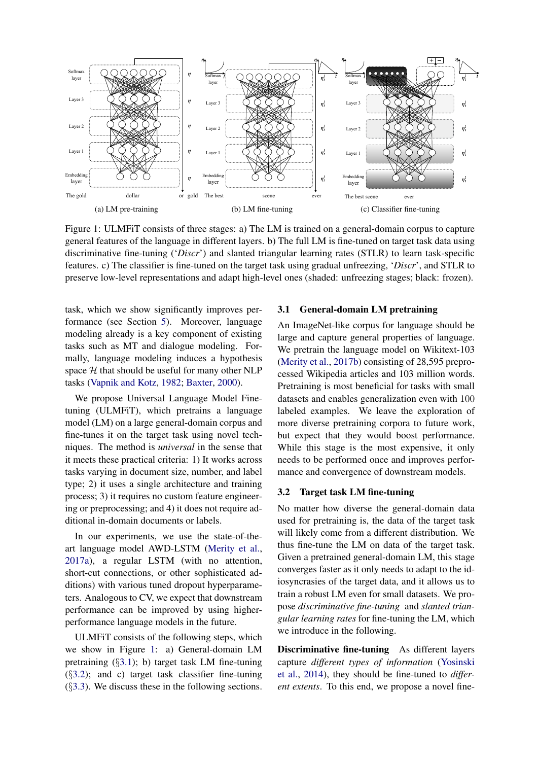Figure 1: ULMFiT consists of three stages: a) The LM is trained on a general-domain corpus to capture general features of the language in different layers. b) The full LM is fine-tuned on target task data using discriminative fine-tuning (‘*Discr*’) and slanted triangular learning rates (STLR) to learn task-specific features. c) The classifier is fine-tuned on the target task using gradual unfreezing, ‘*Discr*’, and STLR to preserve low-level representations and adapt high-level ones (shaded: unfreezing stages; black: frozen).

task, which we show significantly improves performance (see Section 5). Moreover, language modeling already is a key component of existing tasks such as MT and dialogue modeling. Formally, language modeling induces a hypothesis space $\mathcal{H}$ that should be useful for many other NLP tasks (Vapnik and Kotz, 1982; Baxter, 2000).

We propose Universal Language Model Fine-tuning (ULMFiT), which pretrains a language model (LM) on a large general-domain corpus and fine-tunes it on the target task using novel techniques. The method is *universal* in the sense that it meets these practical criteria: 1) It works across tasks varying in document size, number, and label type; 2) it uses a single architecture and training process; 3) it requires no custom feature engineering or preprocessing; and 4) it does not require additional in-domain documents or labels.

In our experiments, we use the state-of-the-art language model AWD-LSTM (Merity et al., 2017a), a regular LSTM (with no attention, short-cut connections, or other sophisticated additions) with various tuned dropout hyperparameters. Analogous to CV, we expect that downstream performance can be improved by using higher-performance language models in the future.

ULMFiT consists of the following steps, which we show in Figure 1: a) General-domain LM pretraining (§3.1); b) target task LM fine-tuning (§3.2); and c) target task classifier fine-tuning (§3.3). We discuss these in the following sections.

### 3.1 General-domain LM pretraining

An ImageNet-like corpus for language should be large and capture general properties of language. We pretrain the language model on Wikitext-103 (Merity et al., 2017b) consisting of 28,595 preprocessed Wikipedia articles and 103 million words. Pretraining is most beneficial for tasks with small datasets and enables generalization even with 100 labeled examples. We leave the exploration of more diverse pretraining corpora to future work, but expect that they would boost performance. While this stage is the most expensive, it only needs to be performed once and improves performance and convergence of downstream models.

### 3.2 Target task LM fine-tuning

No matter how diverse the general-domain data used for pretraining is, the data of the target task will likely come from a different distribution. We thus fine-tune the LM on data of the target task. Given a pretrained general-domain LM, this stage converges faster as it only needs to adapt to the idiosyncrasies of the target data, and it allows us to train a robust LM even for small datasets. We propose *discriminative fine-tuning* and *slanted triangular learning rates* for fine-tuning the LM, which we introduce in the following.

**Discriminative fine-tuning** As different layers capture *different types of information* (Yosinski et al., 2014), they should be fine-tuned to *different extents*. To this end, we propose a novel fine-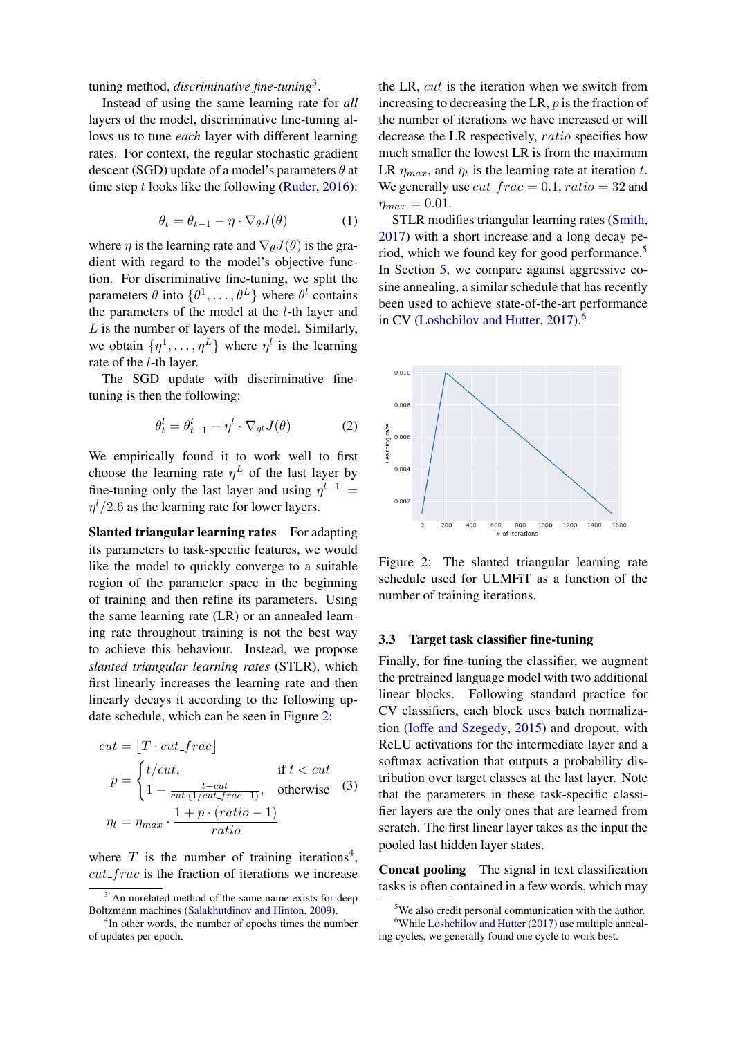tuning method, *discriminative fine-tuning*[3].

Instead of using the same learning rate for *all* layers of the model, discriminative fine-tuning allows us to tune *each* layer with different learning rates. For context, the regular stochastic gradient descent (SGD) update of a model's parameters $\theta$ at time step $t$ looks like the following (Ruder, 2016):

$$\theta_t = \theta_{t-1} - \eta \cdot \nabla_\theta J(\theta) \tag{1}$$

where $\eta$ is the learning rate and $\nabla_\theta J(\theta)$ is the gradient with regard to the model's objective function. For discriminative fine-tuning, we split the parameters $\theta$ into $\{\theta^1, \ldots, \theta^L\}$ where $\theta^l$ contains the parameters of the model at the $l$-th layer and $L$ is the number of layers of the model. Similarly, we obtain $\{\eta^1, \ldots, \eta^L\}$ where $\eta^l$ is the learning rate of the $l$-th layer.

The SGD update with discriminative fine-tuning is then the following:

$$\theta_t^l = \theta_{t-1}^l - \eta^l \cdot \nabla_{\theta^l} J(\theta) \tag{2}$$

We empirically found it to work well to first choose the learning rate $\eta^L$ of the last layer by fine-tuning only the last layer and using $\eta^{l-1} = \eta^l/2.6$ as the learning rate for lower layers.

**Slanted triangular learning rates** For adapting its parameters to task-specific features, we would like the model to quickly converge to a suitable region of the parameter space in the beginning of training and then refine its parameters. Using the same learning rate (LR) or an annealed learning rate throughout training is not the best way to achieve this behaviour. Instead, we propose *slanted triangular learning rates* (STLR), which first linearly increases the learning rate and then linearly decays it according to the following update schedule, which can be seen in Figure 2:

$$\begin{aligned} cut &= \lfloor T \cdot cut\_frac \rfloor \\ p &= \begin{cases} t/cut, & \text{if } t < cut \\ 1 - \frac{t - cut}{cut \cdot (1/cut\_frac - 1)}, & \text{otherwise} \end{cases} \\ \eta_t &= \eta_{max} \cdot \frac{1 + p \cdot (ratio - 1)}{ratio} \end{aligned} \tag{3}$$

where $T$ is the number of training iterations[4], $cut\_frac$ is the fraction of iterations we increase the LR, $cut$ is the iteration when we switch from increasing to decreasing the LR, $p$ is the fraction of the number of iterations we have increased or will decrease the LR respectively, $ratio$ specifies how much smaller the lowest LR is from the maximum LR $\eta_{max}$, and $\eta_t$ is the learning rate at iteration $t$. We generally use $cut\_frac = 0.1$, $ratio = 32$ and $\eta_{max} = 0.01$.

STLR modifies triangular learning rates (Smith, 2017) with a short increase and a long decay period, which we found key for good performance.[5] In Section 5, we compare against aggressive cosine annealing, a similar schedule that has recently been used to achieve state-of-the-art performance in CV (Loshchilov and Hutter, 2017).[6]

Figure 2: The slanted triangular learning rate schedule used for ULMFiT as a function of the number of training iterations.

### 3.3 Target task classifier fine-tuning

Finally, for fine-tuning the classifier, we augment the pretrained language model with two additional linear blocks. Following standard practice for CV classifiers, each block uses batch normalization (Ioffe and Szegedy, 2015) and dropout, with ReLU activations for the intermediate layer and a softmax activation that outputs a probability distribution over target classes at the last layer. Note that the parameters in these task-specific classifier layers are the only ones that are learned from scratch. The first linear layer takes as the input the pooled last hidden layer states.

**Concat pooling** The signal in text classification tasks is often contained in a few words, which may

[3] An unrelated method of the same name exists for deep Boltzmann machines (Salakhutdinov and Hinton, 2009).

[4] In other words, the number of epochs times the number of updates per epoch.

[5] We also credit personal communication with the author.

[6] While Loshchilov and Hutter (2017) use multiple annealing cycles, we generally found one cycle to work best.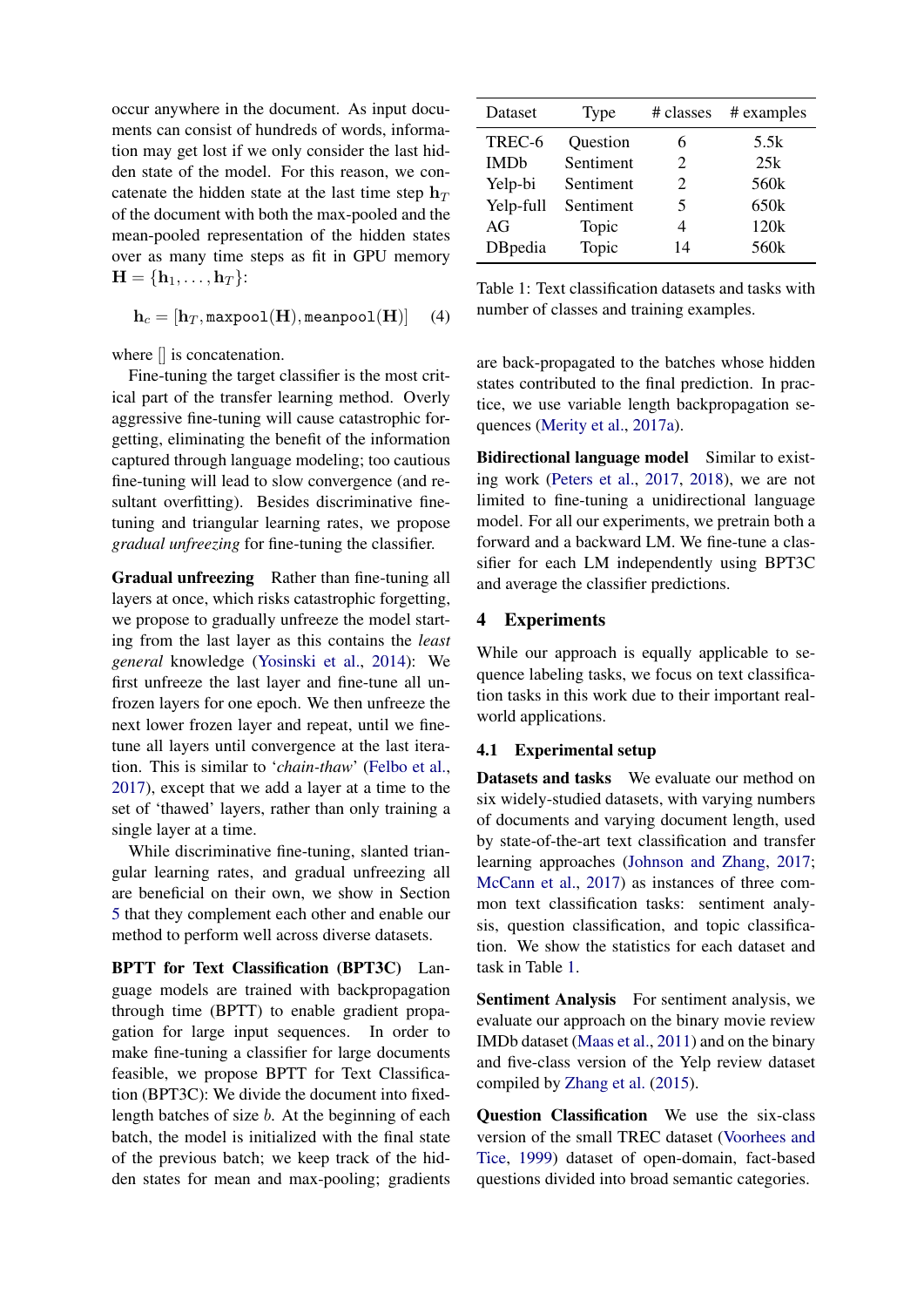occur anywhere in the document. As input documents can consist of hundreds of words, information may get lost if we only consider the last hidden state of the model. For this reason, we concatenate the hidden state at the last time step $\mathbf{h}_T$ of the document with both the max-pooled and the mean-pooled representation of the hidden states over as many time steps as fit in GPU memory $\mathbf{H} = \{\mathbf{h}_1, \ldots, \mathbf{h}_T\}$:

$$\mathbf{h}_c = [\mathbf{h}_T, \mathtt{maxpool}(\mathbf{H}), \mathtt{meanpool}(\mathbf{H})] \quad (4)$$

where [] is concatenation.

Fine-tuning the target classifier is the most critical part of the transfer learning method. Overly aggressive fine-tuning will cause catastrophic forgetting, eliminating the benefit of the information captured through language modeling; too cautious fine-tuning will lead to slow convergence (and resultant overfitting). Besides discriminative fine-tuning and triangular learning rates, we propose *gradual unfreezing* for fine-tuning the classifier.

**Gradual unfreezing** Rather than fine-tuning all layers at once, which risks catastrophic forgetting, we propose to gradually unfreeze the model starting from the last layer as this contains the *least general* knowledge (Yosinski et al., 2014): We first unfreeze the last layer and fine-tune all unfrozen layers for one epoch. We then unfreeze the next lower frozen layer and repeat, until we fine-tune all layers until convergence at the last iteration. This is similar to '*chain-thaw*' (Felbo et al., 2017), except that we add a layer at a time to the set of 'thawed' layers, rather than only training a single layer at a time.

While discriminative fine-tuning, slanted triangular learning rates, and gradual unfreezing all are beneficial on their own, we show in Section 5 that they complement each other and enable our method to perform well across diverse datasets.

**BPTT for Text Classification (BPT3C)** Language models are trained with backpropagation through time (BPTT) to enable gradient propagation for large input sequences. In order to make fine-tuning a classifier for large documents feasible, we propose BPTT for Text Classification (BPT3C): We divide the document into fixed-length batches of size $b$. At the beginning of each batch, the model is initialized with the final state of the previous batch; we keep track of the hidden states for mean and max-pooling; gradients are back-propagated to the batches whose hidden states contributed to the final prediction. In practice, we use variable length backpropagation sequences (Merity et al., 2017a).

**Bidirectional language model** Similar to existing work (Peters et al., 2017, 2018), we are not limited to fine-tuning a unidirectional language model. For all our experiments, we pretrain both a forward and a backward LM. We fine-tune a classifier for each LM independently using BPT3C and average the classifier predictions.

| Dataset | Type | # classes | # examples |
|---|---|---|---|
| TREC-6 | Question | 6 | 5.5k |
| IMDb | Sentiment | 2 | 25k |
| Yelp-bi | Sentiment | 2 | 560k |
| Yelp-full | Sentiment | 5 | 650k |
| AG | Topic | 4 | 120k |
| DBpedia | Topic | 14 | 560k |

Table 1: Text classification datasets and tasks with number of classes and training examples.

## 4 Experiments

While our approach is equally applicable to sequence labeling tasks, we focus on text classification tasks in this work due to their important real-world applications.

### 4.1 Experimental setup

**Datasets and tasks** We evaluate our method on six widely-studied datasets, with varying numbers of documents and varying document length, used by state-of-the-art text classification and transfer learning approaches (Johnson and Zhang, 2017; McCann et al., 2017) as instances of three common text classification tasks: sentiment analysis, question classification, and topic classification. We show the statistics for each dataset and task in Table 1.

**Sentiment Analysis** For sentiment analysis, we evaluate our approach on the binary movie review IMDb dataset (Maas et al., 2011) and on the binary and five-class version of the Yelp review dataset compiled by Zhang et al. (2015).

**Question Classification** We use the six-class version of the small TREC dataset (Voorhees and Tice, 1999) dataset of open-domain, fact-based questions divided into broad semantic categories.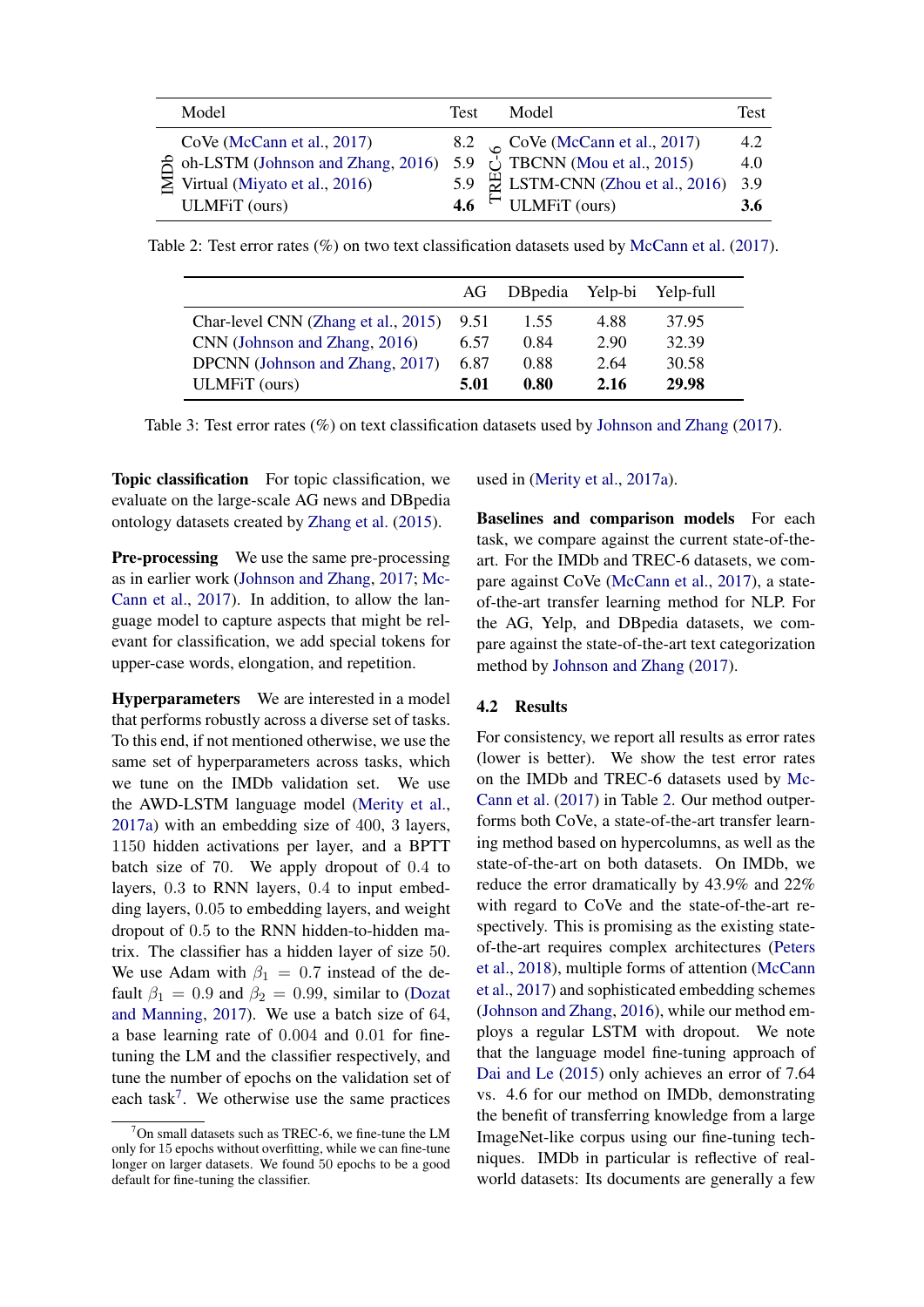| | Model | Test | | Model | Test |
|---|---|---|---|---|---|
| IMDb | CoVe (McCann et al., 2017) | 8.2 | TREC-6 | CoVe (McCann et al., 2017) | 4.2 |
| | oh-LSTM (Johnson and Zhang, 2016) | 5.9 | | TBCNN (Mou et al., 2015) | 4.0 |
| | Virtual (Miyato et al., 2016) | 5.9 | | LSTM-CNN (Zhou et al., 2016) | 3.9 |
| | ULMFiT (ours) | **4.6** | | ULMFiT (ours) | **3.6** |

Table 2: Test error rates (%) on two text classification datasets used by McCann et al. (2017).

| | AG | DBpedia | Yelp-bi | Yelp-full |
|---|---|---|---|---|
| Char-level CNN (Zhang et al., 2015) | 9.51 | 1.55 | 4.88 | 37.95 |
| CNN (Johnson and Zhang, 2016) | 6.57 | 0.84 | 2.90 | 32.39 |
| DPCNN (Johnson and Zhang, 2017) | 6.87 | 0.88 | 2.64 | 30.58 |
| ULMFiT (ours) | **5.01** | **0.80** | **2.16** | **29.98** |

Table 3: Test error rates (%) on text classification datasets used by Johnson and Zhang (2017).

**Topic classification** For topic classification, we evaluate on the large-scale AG news and DBpedia ontology datasets created by Zhang et al. (2015).

**Pre-processing** We use the same pre-processing as in earlier work (Johnson and Zhang, 2017; McCann et al., 2017). In addition, to allow the language model to capture aspects that might be relevant for classification, we add special tokens for upper-case words, elongation, and repetition.

**Hyperparameters** We are interested in a model that performs robustly across a diverse set of tasks. To this end, if not mentioned otherwise, we use the same set of hyperparameters across tasks, which we tune on the IMDb validation set. We use the AWD-LSTM language model (Merity et al., 2017a) with an embedding size of 400, 3 layers, 1150 hidden activations per layer, and a BPTT batch size of 70. We apply dropout of 0.4 to layers, 0.3 to RNN layers, 0.4 to input embedding layers, 0.05 to embedding layers, and weight dropout of 0.5 to the RNN hidden-to-hidden matrix. The classifier has a hidden layer of size 50. We use Adam with $\beta_1 = 0.7$ instead of the default $\beta_1 = 0.9$ and $\beta_2 = 0.99$, similar to (Dozat and Manning, 2017). We use a batch size of 64, a base learning rate of 0.004 and 0.01 for fine-tuning the LM and the classifier respectively, and tune the number of epochs on the validation set of each task[7]. We otherwise use the same practices used in (Merity et al., 2017a).

[7] On small datasets such as TREC-6, we fine-tune the LM only for 15 epochs without overfitting, while we can fine-tune longer on larger datasets. We found 50 epochs to be a good default for fine-tuning the classifier.

**Baselines and comparison models** For each task, we compare against the current state-of-the-art. For the IMDb and TREC-6 datasets, we compare against CoVe (McCann et al., 2017), a state-of-the-art transfer learning method for NLP. For the AG, Yelp, and DBpedia datasets, we compare against the state-of-the-art text categorization method by Johnson and Zhang (2017).

## 4.2 Results

For consistency, we report all results as error rates (lower is better). We show the test error rates on the IMDb and TREC-6 datasets used by McCann et al. (2017) in Table 2. Our method outperforms both CoVe, a state-of-the-art transfer learning method based on hypercolumns, as well as the state-of-the-art on both datasets. On IMDb, we reduce the error dramatically by 43.9% and 22% with regard to CoVe and the state-of-the-art respectively. This is promising as the existing state-of-the-art requires complex architectures (Peters et al., 2018), multiple forms of attention (McCann et al., 2017) and sophisticated embedding schemes (Johnson and Zhang, 2016), while our method employs a regular LSTM with dropout. We note that the language model fine-tuning approach of Dai and Le (2015) only achieves an error of 7.64 vs. 4.6 for our method on IMDb, demonstrating the benefit of transferring knowledge from a large ImageNet-like corpus using our fine-tuning techniques. IMDb in particular is reflective of real-world datasets: Its documents are generally a few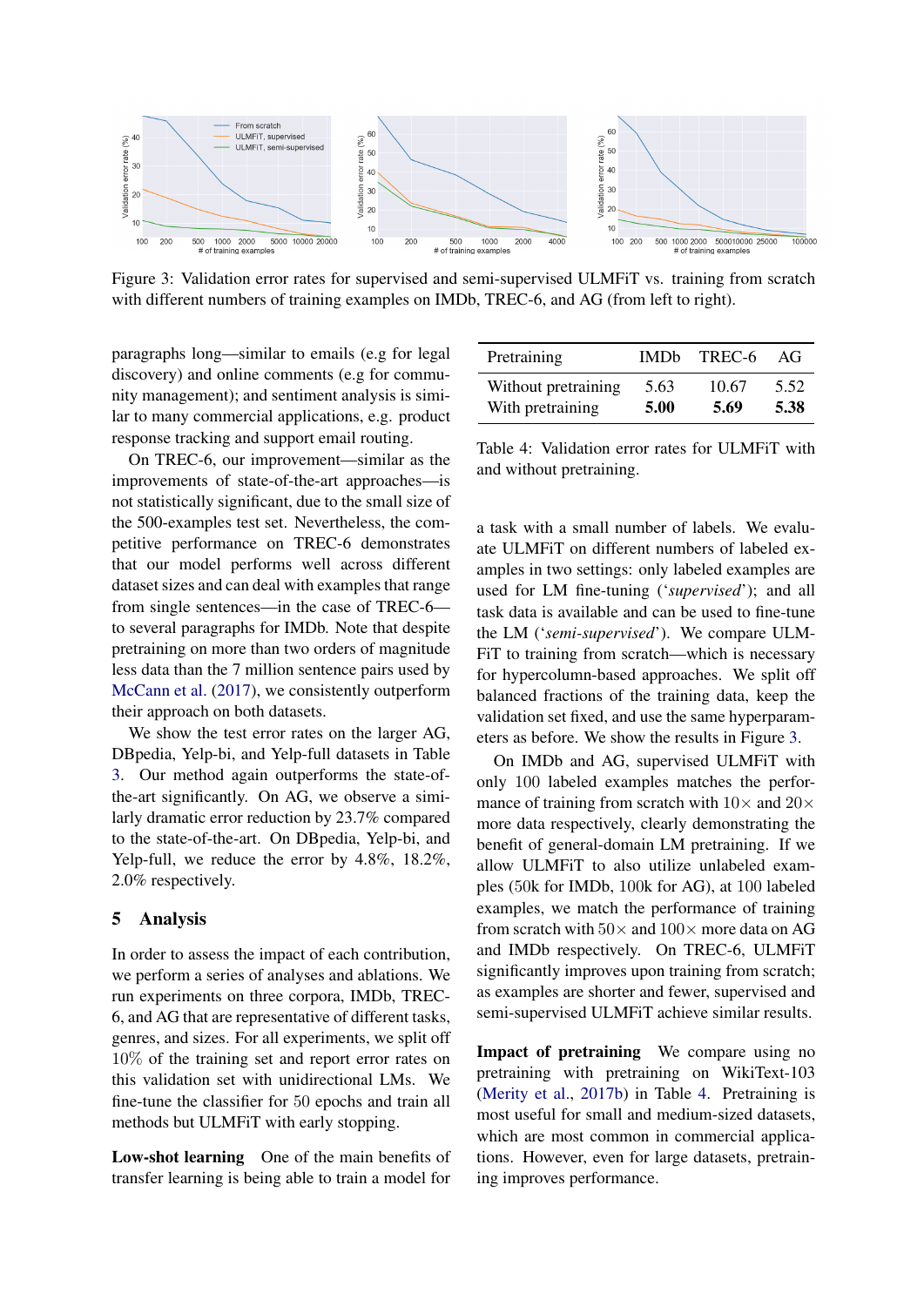Figure 3: Validation error rates for supervised and semi-supervised ULMFiT vs. training from scratch with different numbers of training examples on IMDb, TREC-6, and AG (from left to right).

paragraphs long—similar to emails (e.g for legal discovery) and online comments (e.g for community management); and sentiment analysis is similar to many commercial applications, e.g. product response tracking and support email routing.

On TREC-6, our improvement—similar as the improvements of state-of-the-art approaches—is not statistically significant, due to the small size of the 500-examples test set. Nevertheless, the competitive performance on TREC-6 demonstrates that our model performs well across different dataset sizes and can deal with examples that range from single sentences—in the case of TREC-6—to several paragraphs for IMDb. Note that despite pretraining on more than two orders of magnitude less data than the 7 million sentence pairs used by McCann et al. (2017), we consistently outperform their approach on both datasets.

We show the test error rates on the larger AG, DBpedia, Yelp-bi, and Yelp-full datasets in Table 3. Our method again outperforms the state-of-the-art significantly. On AG, we observe a similarly dramatic error reduction by 23.7% compared to the state-of-the-art. On DBpedia, Yelp-bi, and Yelp-full, we reduce the error by 4.8%, 18.2%, 2.0% respectively.

## 5 Analysis

In order to assess the impact of each contribution, we perform a series of analyses and ablations. We run experiments on three corpora, IMDb, TREC-6, and AG that are representative of different tasks, genres, and sizes. For all experiments, we split off $10\%$ of the training set and report error rates on this validation set with unidirectional LMs. We fine-tune the classifier for $50$ epochs and train all methods but ULMFiT with early stopping.

**Low-shot learning** One of the main benefits of transfer learning is being able to train a model for a task with a small number of labels. We evaluate ULMFiT on different numbers of labeled examples in two settings: only labeled examples are used for LM fine-tuning ('*supervised*'); and all task data is available and can be used to fine-tune the LM ('*semi-supervised*'). We compare ULMFiT to training from scratch—which is necessary for hypercolumn-based approaches. We split off balanced fractions of the training data, keep the validation set fixed, and use the same hyperparameters as before. We show the results in Figure 3.

| Pretraining | IMDb | TREC-6 | AG |
|---|---|---|---|
| Without pretraining | 5.63 | 10.67 | 5.52 |
| With pretraining | **5.00** | **5.69** | **5.38** |

Table 4: Validation error rates for ULMFiT with and without pretraining.

On IMDb and AG, supervised ULMFiT with only $100$ labeled examples matches the performance of training from scratch with $10\times$ and $20\times$ more data respectively, clearly demonstrating the benefit of general-domain LM pretraining. If we allow ULMFiT to also utilize unlabeled examples (50k for IMDb, 100k for AG), at $100$ labeled examples, we match the performance of training from scratch with $50\times$ and $100\times$ more data on AG and IMDb respectively. On TREC-6, ULMFiT significantly improves upon training from scratch; as examples are shorter and fewer, supervised and semi-supervised ULMFiT achieve similar results.

**Impact of pretraining** We compare using no pretraining with pretraining on WikiText-103 (Merity et al., 2017b) in Table 4. Pretraining is most useful for small and medium-sized datasets, which are most common in commercial applications. However, even for large datasets, pretraining improves performance.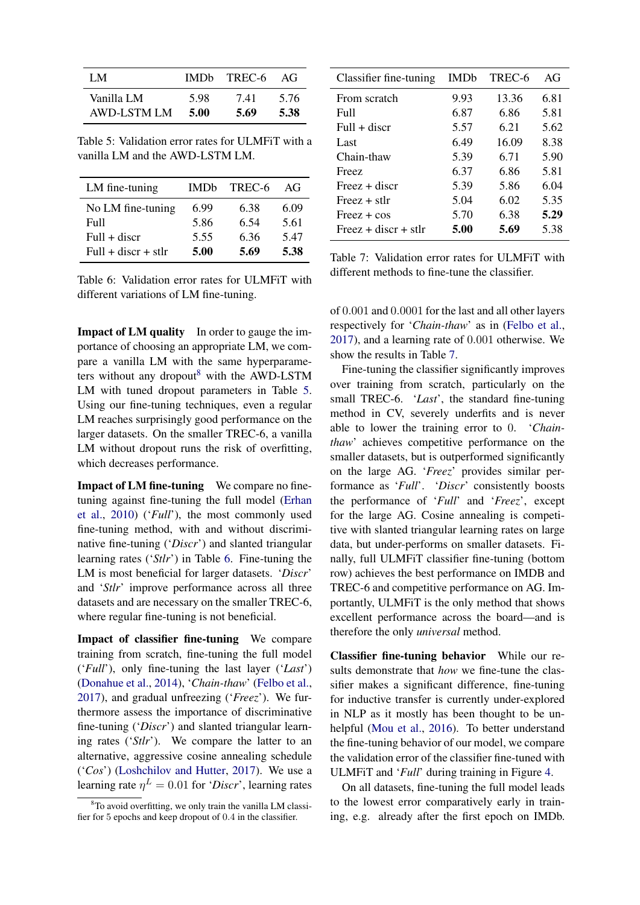| LM | IMDb | TREC-6 | AG |
|---|---|---|---|
| Vanilla LM | 5.98 | 7.41 | 5.76 |
| AWD-LSTM LM | **5.00** | **5.69** | **5.38** |

Table 5: Validation error rates for ULMFiT with a vanilla LM and the AWD-LSTM LM.

| LM fine-tuning | IMDb | TREC-6 | AG |
|---|---|---|---|
| No LM fine-tuning | 6.99 | 6.38 | 6.09 |
| Full | 5.86 | 6.54 | 5.61 |
| Full + discr | 5.55 | 6.36 | 5.47 |
| Full + discr + stlr | **5.00** | **5.69** | **5.38** |

Table 6: Validation error rates for ULMFiT with different variations of LM fine-tuning.

**Impact of LM quality** In order to gauge the importance of choosing an appropriate LM, we compare a vanilla LM with the same hyperparameters without any dropout[8] with the AWD-LSTM LM with tuned dropout parameters in Table 5. Using our fine-tuning techniques, even a regular LM reaches surprisingly good performance on the larger datasets. On the smaller TREC-6, a vanilla LM without dropout runs the risk of overfitting, which decreases performance.

**Impact of LM fine-tuning** We compare no fine-tuning against fine-tuning the full model (Erhan et al., 2010) ('*Full*'), the most commonly used fine-tuning method, with and without discriminative fine-tuning ('*Discr*') and slanted triangular learning rates ('*Stlr*') in Table 6. Fine-tuning the LM is most beneficial for larger datasets. '*Discr*' and '*Stlr*' improve performance across all three datasets and are necessary on the smaller TREC-6, where regular fine-tuning is not beneficial.

**Impact of classifier fine-tuning** We compare training from scratch, fine-tuning the full model ('*Full*'), only fine-tuning the last layer ('*Last*') (Donahue et al., 2014), '*Chain-thaw*' (Felbo et al., 2017), and gradual unfreezing ('*Freez*'). We furthermore assess the importance of discriminative fine-tuning ('*Discr*') and slanted triangular learning rates ('*Stlr*'). We compare the latter to an alternative, aggressive cosine annealing schedule ('*Cos*') (Loshchilov and Hutter, 2017). We use a learning rate $\eta^L = 0.01$ for '*Discr*', learning rates of $0.001$ and $0.0001$ for the last and all other layers respectively for '*Chain-thaw*' as in (Felbo et al., 2017), and a learning rate of $0.001$ otherwise. We show the results in Table 7.

[8] To avoid overfitting, we only train the vanilla LM classifier for 5 epochs and keep dropout of $0.4$ in the classifier.

| Classifier fine-tuning | IMDb | TREC-6 | AG |
|---|---|---|---|
| From scratch | 9.93 | 13.36 | 6.81 |
| Full | 6.87 | 6.86 | 5.81 |
| Full + discr | 5.57 | 6.21 | 5.62 |
| Last | 6.49 | 16.09 | 8.38 |
| Chain-thaw | 5.39 | 6.71 | 5.90 |
| Freez | 6.37 | 6.86 | 5.81 |
| Freez + discr | 5.39 | 5.86 | 6.04 |
| Freez + stlr | 5.04 | 6.02 | 5.35 |
| Freez + cos | 5.70 | 6.38 | **5.29** |
| Freez + discr + stlr | **5.00** | **5.69** | 5.38 |

Table 7: Validation error rates for ULMFiT with different methods to fine-tune the classifier.

Fine-tuning the classifier significantly improves over training from scratch, particularly on the small TREC-6. '*Last*', the standard fine-tuning method in CV, severely underfits and is never able to lower the training error to 0. '*Chain-thaw*' achieves competitive performance on the smaller datasets, but is outperformed significantly on the large AG. '*Freez*' provides similar performance as '*Full*'. '*Discr*' consistently boosts the performance of '*Full*' and '*Freez*', except for the large AG. Cosine annealing is competitive with slanted triangular learning rates on large data, but under-performs on smaller datasets. Finally, full ULMFiT classifier fine-tuning (bottom row) achieves the best performance on IMDB and TREC-6 and competitive performance on AG. Importantly, ULMFiT is the only method that shows excellent performance across the board—and is therefore the only *universal* method.

**Classifier fine-tuning behavior** While our results demonstrate that *how* we fine-tune the classifier makes a significant difference, fine-tuning for inductive transfer is currently under-explored in NLP as it mostly has been thought to be unhelpful (Mou et al., 2016). To better understand the fine-tuning behavior of our model, we compare the validation error of the classifier fine-tuned with ULMFiT and '*Full*' during training in Figure 4.

On all datasets, fine-tuning the full model leads to the lowest error comparatively early in training, e.g. already after the first epoch on IMDb.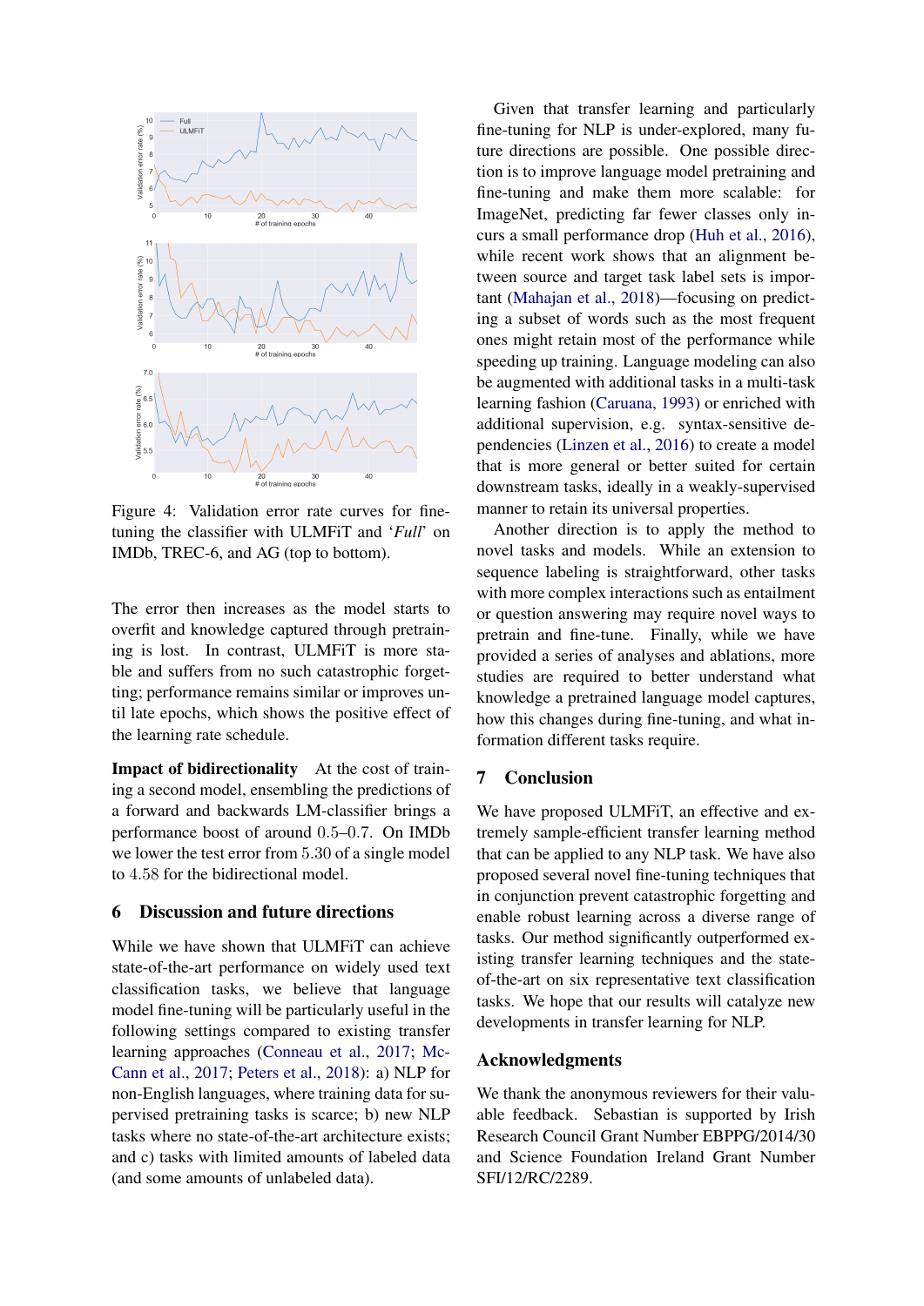Figure 4: Validation error rate curves for fine-tuning the classifier with ULMFiT and '*Full*' on IMDb, TREC-6, and AG (top to bottom).

The error then increases as the model starts to overfit and knowledge captured through pretraining is lost. In contrast, ULMFiT is more stable and suffers from no such catastrophic forgetting; performance remains similar or improves until late epochs, which shows the positive effect of the learning rate schedule.

**Impact of bidirectionality** At the cost of training a second model, ensembling the predictions of a forward and backwards LM-classifier brings a performance boost of around $0.5$–$0.7$. On IMDb we lower the test error from $5.30$ of a single model to $4.58$ for the bidirectional model.

## 6 Discussion and future directions

While we have shown that ULMFiT can achieve state-of-the-art performance on widely used text classification tasks, we believe that language model fine-tuning will be particularly useful in the following settings compared to existing transfer learning approaches (Conneau et al., 2017; McCann et al., 2017; Peters et al., 2018): a) NLP for non-English languages, where training data for supervised pretraining tasks is scarce; b) new NLP tasks where no state-of-the-art architecture exists; and c) tasks with limited amounts of labeled data (and some amounts of unlabeled data).

Given that transfer learning and particularly fine-tuning for NLP is under-explored, many future directions are possible. One possible direction is to improve language model pretraining and fine-tuning and make them more scalable: for ImageNet, predicting far fewer classes only incurs a small performance drop (Huh et al., 2016), while recent work shows that an alignment between source and target task label sets is important (Mahajan et al., 2018)—focusing on predicting a subset of words such as the most frequent ones might retain most of the performance while speeding up training. Language modeling can also be augmented with additional tasks in a multi-task learning fashion (Caruana, 1993) or enriched with additional supervision, e.g. syntax-sensitive dependencies (Linzen et al., 2016) to create a model that is more general or better suited for certain downstream tasks, ideally in a weakly-supervised manner to retain its universal properties.

Another direction is to apply the method to novel tasks and models. While an extension to sequence labeling is straightforward, other tasks with more complex interactions such as entailment or question answering may require novel ways to pretrain and fine-tune. Finally, while we have provided a series of analyses and ablations, more studies are required to better understand what knowledge a pretrained language model captures, how this changes during fine-tuning, and what information different tasks require.

## 7 Conclusion

We have proposed ULMFiT, an effective and extremely sample-efficient transfer learning method that can be applied to any NLP task. We have also proposed several novel fine-tuning techniques that in conjunction prevent catastrophic forgetting and enable robust learning across a diverse range of tasks. Our method significantly outperformed existing transfer learning techniques and the state-of-the-art on six representative text classification tasks. We hope that our results will catalyze new developments in transfer learning for NLP.

## Acknowledgments

We thank the anonymous reviewers for their valuable feedback. Sebastian is supported by Irish Research Council Grant Number EBPPG/2014/30 and Science Foundation Ireland Grant Number SFI/12/RC/2289.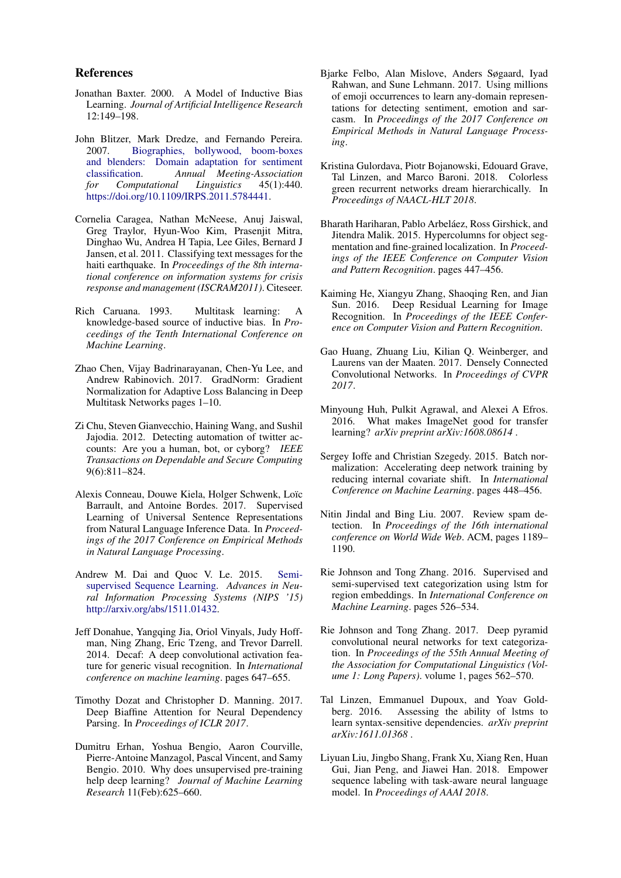## References

Jonathan Baxter. 2000. A Model of Inductive Bias Learning. *Journal of Artificial Intelligence Research* 12:149–198.

John Blitzer, Mark Dredze, and Fernando Pereira. 2007. Biographies, bollywood, boom-boxes and blenders: Domain adaptation for sentiment classification. *Annual Meeting-Association for Computational Linguistics* 45(1):440. https://doi.org/10.1109/IRPS.2011.5784441.

Cornelia Caragea, Nathan McNeese, Anuj Jaiswal, Greg Traylor, Hyun-Woo Kim, Prasenjit Mitra, Dinghao Wu, Andrea H Tapia, Lee Giles, Bernard J Jansen, et al. 2011. Classifying text messages for the haiti earthquake. In *Proceedings of the 8th international conference on information systems for crisis response and management (ISCRAM2011)*. Citeseer.

Rich Caruana. 1993. Multitask learning: A knowledge-based source of inductive bias. In *Proceedings of the Tenth International Conference on Machine Learning*.

Zhao Chen, Vijay Badrinarayanan, Chen-Yu Lee, and Andrew Rabinovich. 2017. GradNorm: Gradient Normalization for Adaptive Loss Balancing in Deep Multitask Networks pages 1–10.

Zi Chu, Steven Gianvecchio, Haining Wang, and Sushil Jajodia. 2012. Detecting automation of twitter accounts: Are you a human, bot, or cyborg? *IEEE Transactions on Dependable and Secure Computing* 9(6):811–824.

Alexis Conneau, Douwe Kiela, Holger Schwenk, Loïc Barrault, and Antoine Bordes. 2017. Supervised Learning of Universal Sentence Representations from Natural Language Inference Data. In *Proceedings of the 2017 Conference on Empirical Methods in Natural Language Processing*.

Andrew M. Dai and Quoc V. Le. 2015. Semi-supervised Sequence Learning. *Advances in Neural Information Processing Systems (NIPS '15)* http://arxiv.org/abs/1511.01432.

Jeff Donahue, Yangqing Jia, Oriol Vinyals, Judy Hoffman, Ning Zhang, Eric Tzeng, and Trevor Darrell. 2014. Decaf: A deep convolutional activation feature for generic visual recognition. In *International conference on machine learning*. pages 647–655.

Timothy Dozat and Christopher D. Manning. 2017. Deep Biaffine Attention for Neural Dependency Parsing. In *Proceedings of ICLR 2017*.

Dumitru Erhan, Yoshua Bengio, Aaron Courville, Pierre-Antoine Manzagol, Pascal Vincent, and Samy Bengio. 2010. Why does unsupervised pre-training help deep learning? *Journal of Machine Learning Research* 11(Feb):625–660.

Bjarke Felbo, Alan Mislove, Anders Søgaard, Iyad Rahwan, and Sune Lehmann. 2017. Using millions of emoji occurrences to learn any-domain representations for detecting sentiment, emotion and sarcasm. In *Proceedings of the 2017 Conference on Empirical Methods in Natural Language Processing*.

Kristina Gulordava, Piotr Bojanowski, Edouard Grave, Tal Linzen, and Marco Baroni. 2018. Colorless green recurrent networks dream hierarchically. In *Proceedings of NAACL-HLT 2018*.

Bharath Hariharan, Pablo Arbeláez, Ross Girshick, and Jitendra Malik. 2015. Hypercolumns for object segmentation and fine-grained localization. In *Proceedings of the IEEE Conference on Computer Vision and Pattern Recognition*. pages 447–456.

Kaiming He, Xiangyu Zhang, Shaoqing Ren, and Jian Sun. 2016. Deep Residual Learning for Image Recognition. In *Proceedings of the IEEE Conference on Computer Vision and Pattern Recognition*.

Gao Huang, Zhuang Liu, Kilian Q. Weinberger, and Laurens van der Maaten. 2017. Densely Connected Convolutional Networks. In *Proceedings of CVPR 2017*.

Minyoung Huh, Pulkit Agrawal, and Alexei A Efros. 2016. What makes ImageNet good for transfer learning? *arXiv preprint arXiv:1608.08614* .

Sergey Ioffe and Christian Szegedy. 2015. Batch normalization: Accelerating deep network training by reducing internal covariate shift. In *International Conference on Machine Learning*. pages 448–456.

Nitin Jindal and Bing Liu. 2007. Review spam detection. In *Proceedings of the 16th international conference on World Wide Web*. ACM, pages 1189–1190.

Rie Johnson and Tong Zhang. 2016. Supervised and semi-supervised text categorization using lstm for region embeddings. In *International Conference on Machine Learning*. pages 526–534.

Rie Johnson and Tong Zhang. 2017. Deep pyramid convolutional neural networks for text categorization. In *Proceedings of the 55th Annual Meeting of the Association for Computational Linguistics (Volume 1: Long Papers)*. volume 1, pages 562–570.

Tal Linzen, Emmanuel Dupoux, and Yoav Goldberg. 2016. Assessing the ability of lstms to learn syntax-sensitive dependencies. *arXiv preprint arXiv:1611.01368* .

Liyuan Liu, Jingbo Shang, Frank Xu, Xiang Ren, Huan Gui, Jian Peng, and Jiawei Han. 2018. Empower sequence labeling with task-aware neural language model. In *Proceedings of AAAI 2018*.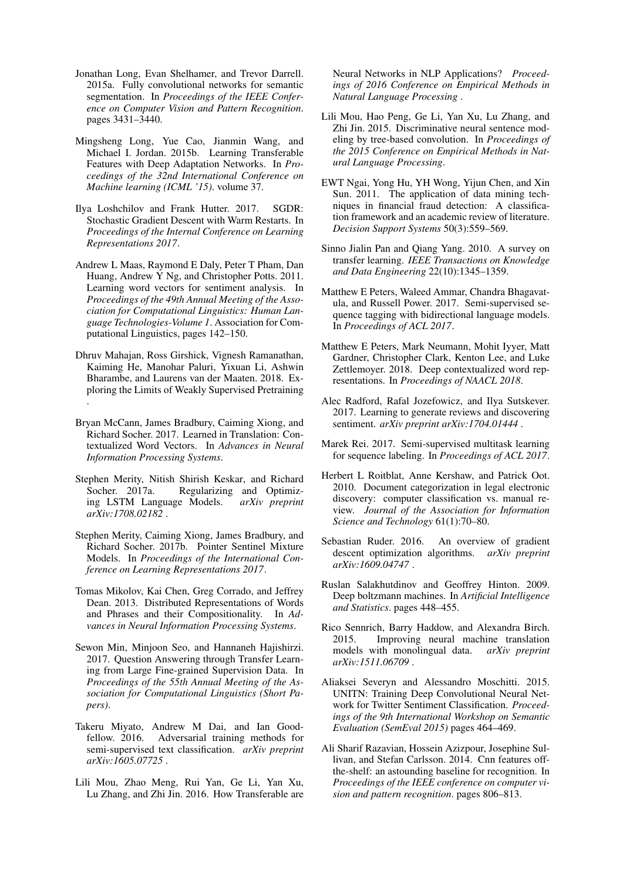Jonathan Long, Evan Shelhamer, and Trevor Darrell. 2015a. Fully convolutional networks for semantic segmentation. In *Proceedings of the IEEE Conference on Computer Vision and Pattern Recognition*. pages 3431–3440.

Mingsheng Long, Yue Cao, Jianmin Wang, and Michael I. Jordan. 2015b. Learning Transferable Features with Deep Adaptation Networks. In *Proceedings of the 32nd International Conference on Machine learning (ICML '15)*. volume 37.

Ilya Loshchilov and Frank Hutter. 2017. SGDR: Stochastic Gradient Descent with Warm Restarts. In *Proceedings of the Internal Conference on Learning Representations 2017*.

Andrew L Maas, Raymond E Daly, Peter T Pham, Dan Huang, Andrew Y Ng, and Christopher Potts. 2011. Learning word vectors for sentiment analysis. In *Proceedings of the 49th Annual Meeting of the Association for Computational Linguistics: Human Language Technologies-Volume 1*. Association for Computational Linguistics, pages 142–150.

Dhruv Mahajan, Ross Girshick, Vignesh Ramanathan, Kaiming He, Manohar Paluri, Yixuan Li, Ashwin Bharambe, and Laurens van der Maaten. 2018. Exploring the Limits of Weakly Supervised Pretraining .

Bryan McCann, James Bradbury, Caiming Xiong, and Richard Socher. 2017. Learned in Translation: Contextualized Word Vectors. In *Advances in Neural Information Processing Systems*.

Stephen Merity, Nitish Shirish Keskar, and Richard Socher. 2017a. Regularizing and Optimizing LSTM Language Models. *arXiv preprint arXiv:1708.02182* .

Stephen Merity, Caiming Xiong, James Bradbury, and Richard Socher. 2017b. Pointer Sentinel Mixture Models. In *Proceedings of the International Conference on Learning Representations 2017*.

Tomas Mikolov, Kai Chen, Greg Corrado, and Jeffrey Dean. 2013. Distributed Representations of Words and Phrases and their Compositionality. In *Advances in Neural Information Processing Systems*.

Sewon Min, Minjoon Seo, and Hannaneh Hajishirzi. 2017. Question Answering through Transfer Learning from Large Fine-grained Supervision Data. In *Proceedings of the 55th Annual Meeting of the Association for Computational Linguistics (Short Papers)*.

Takeru Miyato, Andrew M Dai, and Ian Goodfellow. 2016. Adversarial training methods for semi-supervised text classification. *arXiv preprint arXiv:1605.07725* .

Lili Mou, Zhao Meng, Rui Yan, Ge Li, Yan Xu, Lu Zhang, and Zhi Jin. 2016. How Transferable are Neural Networks in NLP Applications? *Proceedings of 2016 Conference on Empirical Methods in Natural Language Processing* .

Lili Mou, Hao Peng, Ge Li, Yan Xu, Lu Zhang, and Zhi Jin. 2015. Discriminative neural sentence modeling by tree-based convolution. In *Proceedings of the 2015 Conference on Empirical Methods in Natural Language Processing*.

EWT Ngai, Yong Hu, YH Wong, Yijun Chen, and Xin Sun. 2011. The application of data mining techniques in financial fraud detection: A classification framework and an academic review of literature. *Decision Support Systems* 50(3):559–569.

Sinno Jialin Pan and Qiang Yang. 2010. A survey on transfer learning. *IEEE Transactions on Knowledge and Data Engineering* 22(10):1345–1359.

Matthew E Peters, Waleed Ammar, Chandra Bhagavatula, and Russell Power. 2017. Semi-supervised sequence tagging with bidirectional language models. In *Proceedings of ACL 2017*.

Matthew E Peters, Mark Neumann, Mohit Iyyer, Matt Gardner, Christopher Clark, Kenton Lee, and Luke Zettlemoyer. 2018. Deep contextualized word representations. In *Proceedings of NAACL 2018*.

Alec Radford, Rafal Jozefowicz, and Ilya Sutskever. 2017. Learning to generate reviews and discovering sentiment. *arXiv preprint arXiv:1704.01444* .

Marek Rei. 2017. Semi-supervised multitask learning for sequence labeling. In *Proceedings of ACL 2017*.

Herbert L Roitblat, Anne Kershaw, and Patrick Oot. 2010. Document categorization in legal electronic discovery: computer classification vs. manual review. *Journal of the Association for Information Science and Technology* 61(1):70–80.

Sebastian Ruder. 2016. An overview of gradient descent optimization algorithms. *arXiv preprint arXiv:1609.04747* .

Ruslan Salakhutdinov and Geoffrey Hinton. 2009. Deep boltzmann machines. In *Artificial Intelligence and Statistics*. pages 448–455.

Rico Sennrich, Barry Haddow, and Alexandra Birch. 2015. Improving neural machine translation models with monolingual data. *arXiv preprint arXiv:1511.06709* .

Aliaksei Severyn and Alessandro Moschitti. 2015. UNITN: Training Deep Convolutional Neural Network for Twitter Sentiment Classification. *Proceedings of the 9th International Workshop on Semantic Evaluation (SemEval 2015)* pages 464–469.

Ali Sharif Razavian, Hossein Azizpour, Josephine Sullivan, and Stefan Carlsson. 2014. Cnn features off-the-shelf: an astounding baseline for recognition. In *Proceedings of the IEEE conference on computer vision and pattern recognition*. pages 806–813.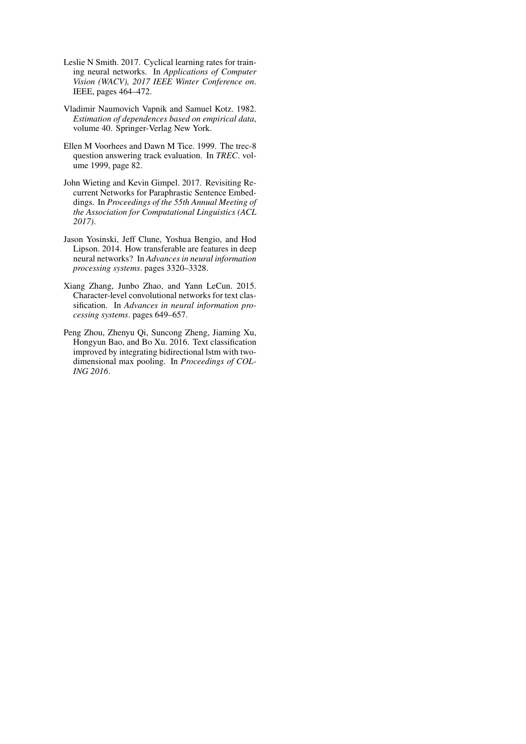Leslie N Smith. 2017. Cyclical learning rates for training neural networks. In *Applications of Computer Vision (WACV), 2017 IEEE Winter Conference on*. IEEE, pages 464–472.

Vladimir Naumovich Vapnik and Samuel Kotz. 1982. *Estimation of dependences based on empirical data*, volume 40. Springer-Verlag New York.

Ellen M Voorhees and Dawn M Tice. 1999. The trec-8 question answering track evaluation. In *TREC*. volume 1999, page 82.

John Wieting and Kevin Gimpel. 2017. Revisiting Recurrent Networks for Paraphrastic Sentence Embeddings. In *Proceedings of the 55th Annual Meeting of the Association for Computational Linguistics (ACL 2017)*.

Jason Yosinski, Jeff Clune, Yoshua Bengio, and Hod Lipson. 2014. How transferable are features in deep neural networks? In *Advances in neural information processing systems*. pages 3320–3328.

Xiang Zhang, Junbo Zhao, and Yann LeCun. 2015. Character-level convolutional networks for text classification. In *Advances in neural information processing systems*. pages 649–657.

Peng Zhou, Zhenyu Qi, Suncong Zheng, Jiaming Xu, Hongyun Bao, and Bo Xu. 2016. Text classification improved by integrating bidirectional lstm with two-dimensional max pooling. In *Proceedings of COLING 2016*.